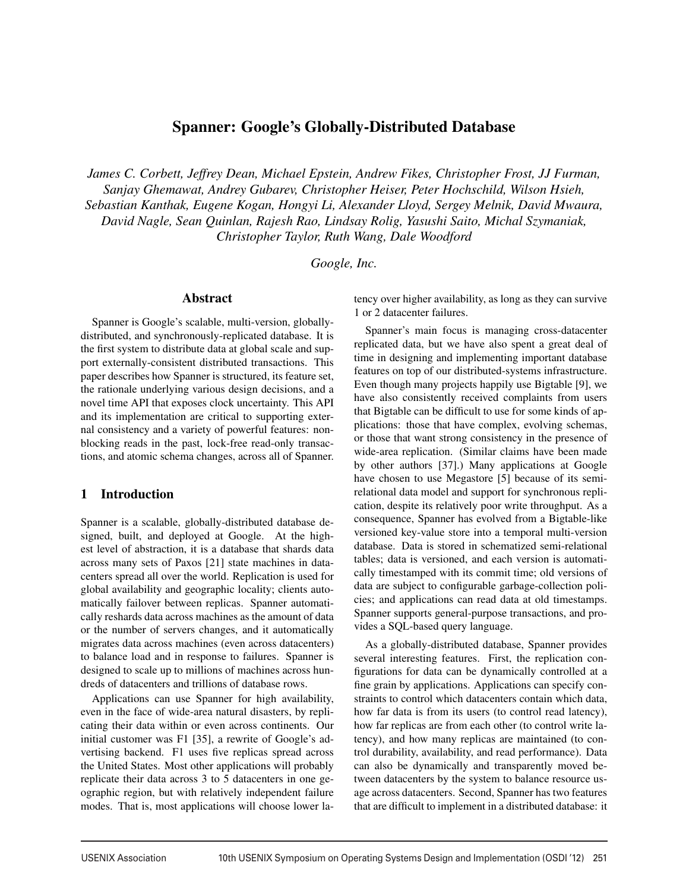# Spanner: Google's Globally-Distributed Database

*James C. Corbett, Jeffrey Dean, Michael Epstein, Andrew Fikes, Christopher Frost, JJ Furman, Sanjay Ghemawat, Andrey Gubarev, Christopher Heiser, Peter Hochschild, Wilson Hsieh, Sebastian Kanthak, Eugene Kogan, Hongyi Li, Alexander Lloyd, Sergey Melnik, David Mwaura, David Nagle, Sean Quinlan, Rajesh Rao, Lindsay Rolig, Yasushi Saito, Michal Szymaniak, Christopher Taylor, Ruth Wang, Dale Woodford*

*Google, Inc.*

## Abstract

Spanner is Google's scalable, multi-version, globally-distributed, and synchronously-replicated database. It is the first system to distribute data at global scale and support externally-consistent distributed transactions. This paper describes how Spanner is structured, its feature set, the rationale underlying various design decisions, and a novel time API that exposes clock uncertainty. This API and its implementation are critical to supporting external consistency and a variety of powerful features: non-blocking reads in the past, lock-free read-only transactions, and atomic schema changes, across all of Spanner.

## 1 Introduction

Spanner is a scalable, globally-distributed database designed, built, and deployed at Google. At the highest level of abstraction, it is a database that shards data across many sets of Paxos [21] state machines in datacenters spread all over the world. Replication is used for global availability and geographic locality; clients automatically failover between replicas. Spanner automatically reshards data across machines as the amount of data or the number of servers changes, and it automatically migrates data across machines (even across datacenters) to balance load and in response to failures. Spanner is designed to scale up to millions of machines across hundreds of datacenters and trillions of database rows.

Applications can use Spanner for high availability, even in the face of wide-area natural disasters, by replicating their data within or even across continents. Our initial customer was F1 [35], a rewrite of Google's advertising backend. F1 uses five replicas spread across the United States. Most other applications will probably replicate their data across 3 to 5 datacenters in one geographic region, but with relatively independent failure modes. That is, most applications will choose lower latency over higher availability, as long as they can survive 1 or 2 datacenter failures.

Spanner's main focus is managing cross-datacenter replicated data, but we have also spent a great deal of time in designing and implementing important database features on top of our distributed-systems infrastructure. Even though many projects happily use Bigtable [9], we have also consistently received complaints from users that Bigtable can be difficult to use for some kinds of applications: those that have complex, evolving schemas, or those that want strong consistency in the presence of wide-area replication. (Similar claims have been made by other authors [37].) Many applications at Google have chosen to use Megastore [5] because of its semi-relational data model and support for synchronous replication, despite its relatively poor write throughput. As a consequence, Spanner has evolved from a Bigtable-like versioned key-value store into a temporal multi-version database. Data is stored in schematized semi-relational tables; data is versioned, and each version is automatically timestamped with its commit time; old versions of data are subject to configurable garbage-collection policies; and applications can read data at old timestamps. Spanner supports general-purpose transactions, and provides a SQL-based query language.

As a globally-distributed database, Spanner provides several interesting features. First, the replication configurations for data can be dynamically controlled at a fine grain by applications. Applications can specify constraints to control which datacenters contain which data, how far data is from its users (to control read latency), how far replicas are from each other (to control write latency), and how many replicas are maintained (to control durability, availability, and read performance). Data can also be dynamically and transparently moved between datacenters by the system to balance resource usage across datacenters. Second, Spanner has two features that are difficult to implement in a distributed database: it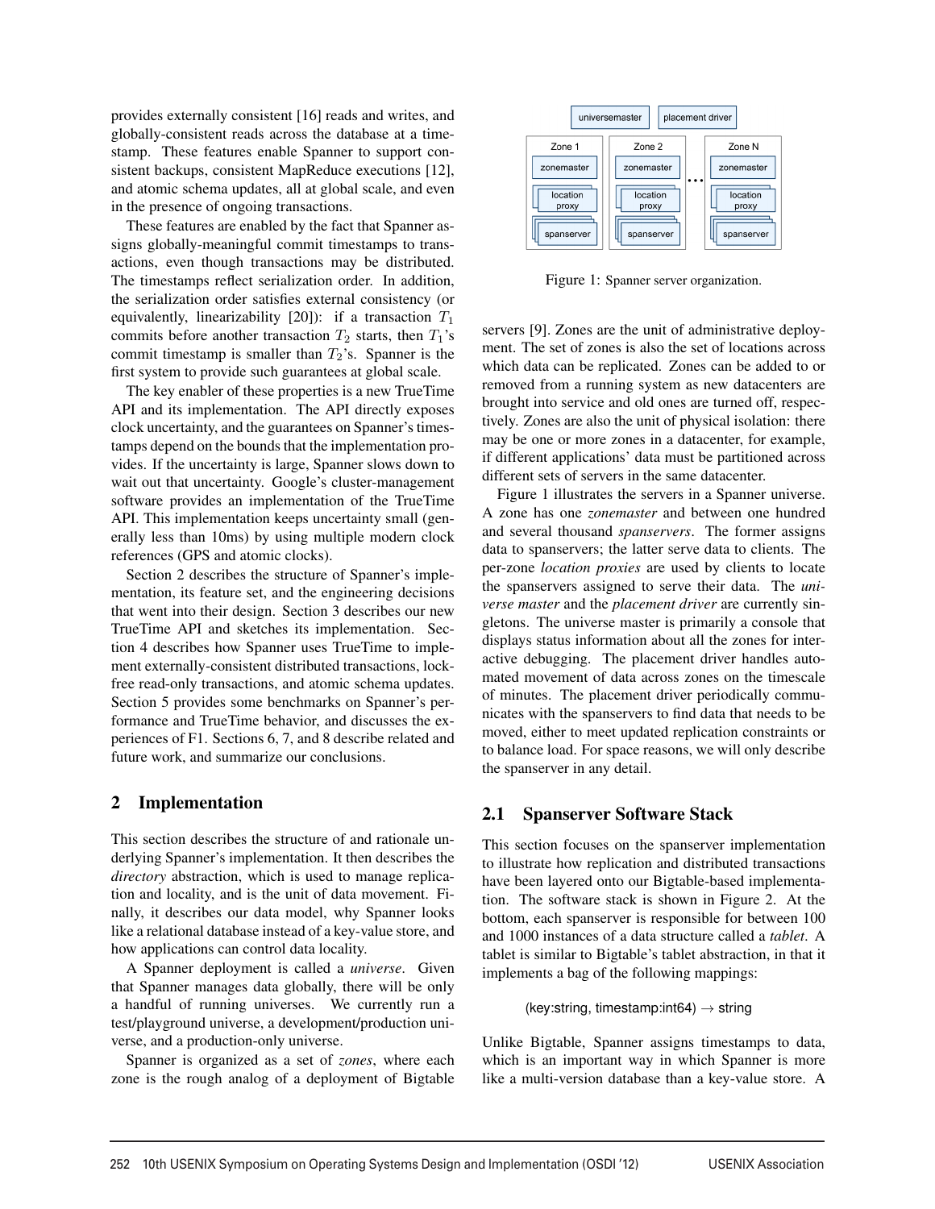provides externally consistent [16] reads and writes, and globally-consistent reads across the database at a timestamp. These features enable Spanner to support consistent backups, consistent MapReduce executions [12], and atomic schema updates, all at global scale, and even in the presence of ongoing transactions.

These features are enabled by the fact that Spanner assigns globally-meaningful commit timestamps to transactions, even though transactions may be distributed. The timestamps reflect serialization order. In addition, the serialization order satisfies external consistency (or equivalently, linearizability [20]): if a transaction $T_1$ commits before another transaction $T_2$ starts, then $T_1$'s commit timestamp is smaller than $T_2$'s. Spanner is the first system to provide such guarantees at global scale.

The key enabler of these properties is a new TrueTime API and its implementation. The API directly exposes clock uncertainty, and the guarantees on Spanner's timestamps depend on the bounds that the implementation provides. If the uncertainty is large, Spanner slows down to wait out that uncertainty. Google's cluster-management software provides an implementation of the TrueTime API. This implementation keeps uncertainty small (generally less than 10ms) by using multiple modern clock references (GPS and atomic clocks).

Section 2 describes the structure of Spanner's implementation, its feature set, and the engineering decisions that went into their design. Section 3 describes our new TrueTime API and sketches its implementation. Section 4 describes how Spanner uses TrueTime to implement externally-consistent distributed transactions, lock-free read-only transactions, and atomic schema updates. Section 5 provides some benchmarks on Spanner's performance and TrueTime behavior, and discusses the experiences of F1. Sections 6, 7, and 8 describe related and future work, and summarize our conclusions.

## 2 Implementation

This section describes the structure of and rationale underlying Spanner's implementation. It then describes the *directory* abstraction, which is used to manage replication and locality, and is the unit of data movement. Finally, it describes our data model, why Spanner looks like a relational database instead of a key-value store, and how applications can control data locality.

A Spanner deployment is called a *universe*. Given that Spanner manages data globally, there will be only a handful of running universes. We currently run a test/playground universe, a development/production universe, and a production-only universe.

Spanner is organized as a set of *zones*, where each zone is the rough analog of a deployment of Bigtable servers [9]. Zones are the unit of administrative deployment. The set of zones is also the set of locations across which data can be replicated. Zones can be added to or removed from a running system as new datacenters are brought into service and old ones are turned off, respectively. Zones are also the unit of physical isolation: there may be one or more zones in a datacenter, for example, if different applications' data must be partitioned across different sets of servers in the same datacenter.

universemaster
placement driver
Zone 1
zonemaster
location proxy
spanserver
Zone 2
zonemaster
location proxy
spanserver
...
Zone N
zonemaster
location proxy
spanserver

Figure 1: Spanner server organization.

Figure 1 illustrates the servers in a Spanner universe. A zone has one *zonemaster* and between one hundred and several thousand *spanservers*. The former assigns data to spanservers; the latter serve data to clients. The per-zone *location proxies* are used by clients to locate the spanservers assigned to serve their data. The *universe master* and the *placement driver* are currently singletons. The universe master is primarily a console that displays status information about all the zones for interactive debugging. The placement driver handles automated movement of data across zones on the timescale of minutes. The placement driver periodically communicates with the spanservers to find data that needs to be moved, either to meet updated replication constraints or to balance load. For space reasons, we will only describe the spanserver in any detail.

### 2.1 Spanserver Software Stack

This section focuses on the spanserver implementation to illustrate how replication and distributed transactions have been layered onto our Bigtable-based implementation. The software stack is shown in Figure 2. At the bottom, each spanserver is responsible for between 100 and 1000 instances of a data structure called a *tablet*. A tablet is similar to Bigtable's tablet abstraction, in that it implements a bag of the following mappings:

$$(\text{key:string, timestamp:int64}) \rightarrow \text{string}$$

Unlike Bigtable, Spanner assigns timestamps to data, which is an important way in which Spanner is more like a multi-version database than a key-value store. A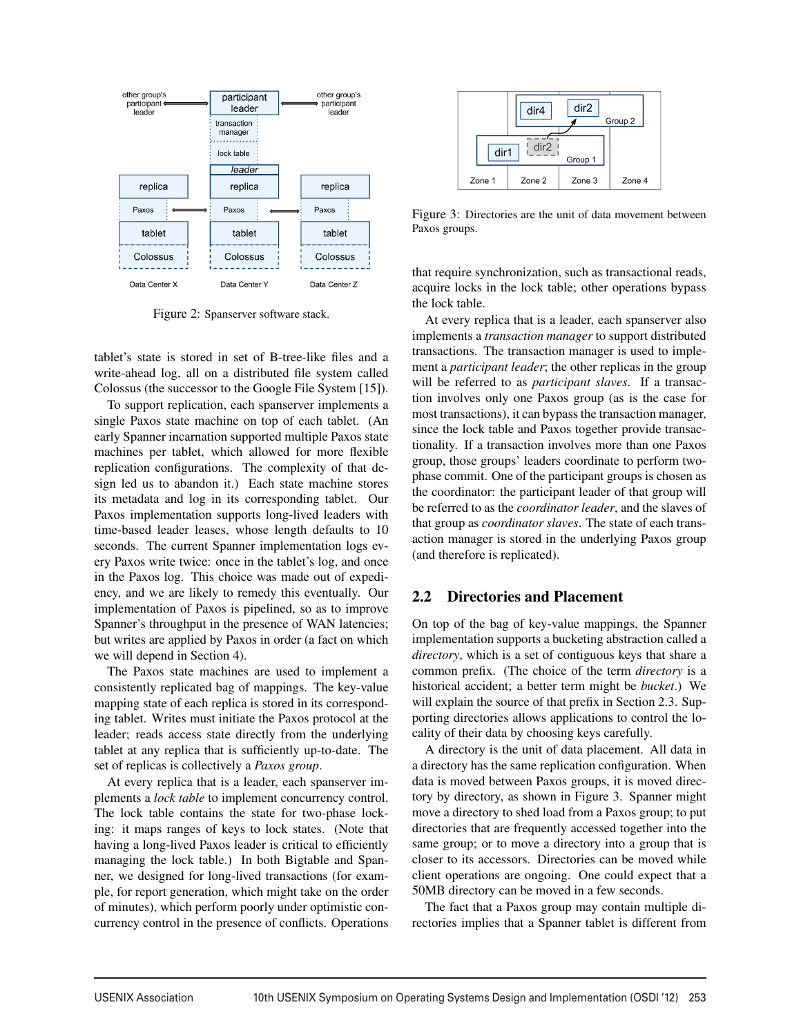Figure 2: Spanserver software stack.

tablet's state is stored in set of B-tree-like files and a write-ahead log, all on a distributed file system called Colossus (the successor to the Google File System [15]).

To support replication, each spanserver implements a single Paxos state machine on top of each tablet. (An early Spanner incarnation supported multiple Paxos state machines per tablet, which allowed for more flexible replication configurations. The complexity of that design led us to abandon it.) Each state machine stores its metadata and log in its corresponding tablet. Our Paxos implementation supports long-lived leaders with time-based leader leases, whose length defaults to 10 seconds. The current Spanner implementation logs every Paxos write twice: once in the tablet's log, and once in the Paxos log. This choice was made out of expediency, and we are likely to remedy this eventually. Our implementation of Paxos is pipelined, so as to improve Spanner's throughput in the presence of WAN latencies; but writes are applied by Paxos in order (a fact on which we will depend in Section 4).

The Paxos state machines are used to implement a consistently replicated bag of mappings. The key-value mapping state of each replica is stored in its corresponding tablet. Writes must initiate the Paxos protocol at the leader; reads access state directly from the underlying tablet at any replica that is sufficiently up-to-date. The set of replicas is collectively a *Paxos group*.

At every replica that is a leader, each spanserver implements a *lock table* to implement concurrency control. The lock table contains the state for two-phase locking: it maps ranges of keys to lock states. (Note that having a long-lived Paxos leader is critical to efficiently managing the lock table.) In both Bigtable and Spanner, we designed for long-lived transactions (for example, for report generation, which might take on the order of minutes), which perform poorly under optimistic concurrency control in the presence of conflicts. Operations that require synchronization, such as transactional reads, acquire locks in the lock table; other operations bypass the lock table.

Figure 3: Directories are the unit of data movement between Paxos groups.

At every replica that is a leader, each spanserver also implements a *transaction manager* to support distributed transactions. The transaction manager is used to implement a *participant leader*; the other replicas in the group will be referred to as *participant slaves*. If a transaction involves only one Paxos group (as is the case for most transactions), it can bypass the transaction manager, since the lock table and Paxos together provide transactionality. If a transaction involves more than one Paxos group, those groups' leaders coordinate to perform two-phase commit. One of the participant groups is chosen as the coordinator: the participant leader of that group will be referred to as the *coordinator leader*, and the slaves of that group as *coordinator slaves*. The state of each transaction manager is stored in the underlying Paxos group (and therefore is replicated).

## 2.2 Directories and Placement

On top of the bag of key-value mappings, the Spanner implementation supports a bucketing abstraction called a *directory*, which is a set of contiguous keys that share a common prefix. (The choice of the term *directory* is a historical accident; a better term might be *bucket*.) We will explain the source of that prefix in Section 2.3. Supporting directories allows applications to control the locality of their data by choosing keys carefully.

A directory is the unit of data placement. All data in a directory has the same replication configuration. When data is moved between Paxos groups, it is moved directory by directory, as shown in Figure 3. Spanner might move a directory to shed load from a Paxos group; to put directories that are frequently accessed together into the same group; or to move a directory into a group that is closer to its accessors. Directories can be moved while client operations are ongoing. One could expect that a 50MB directory can be moved in a few seconds.

The fact that a Paxos group may contain multiple directories implies that a Spanner tablet is different from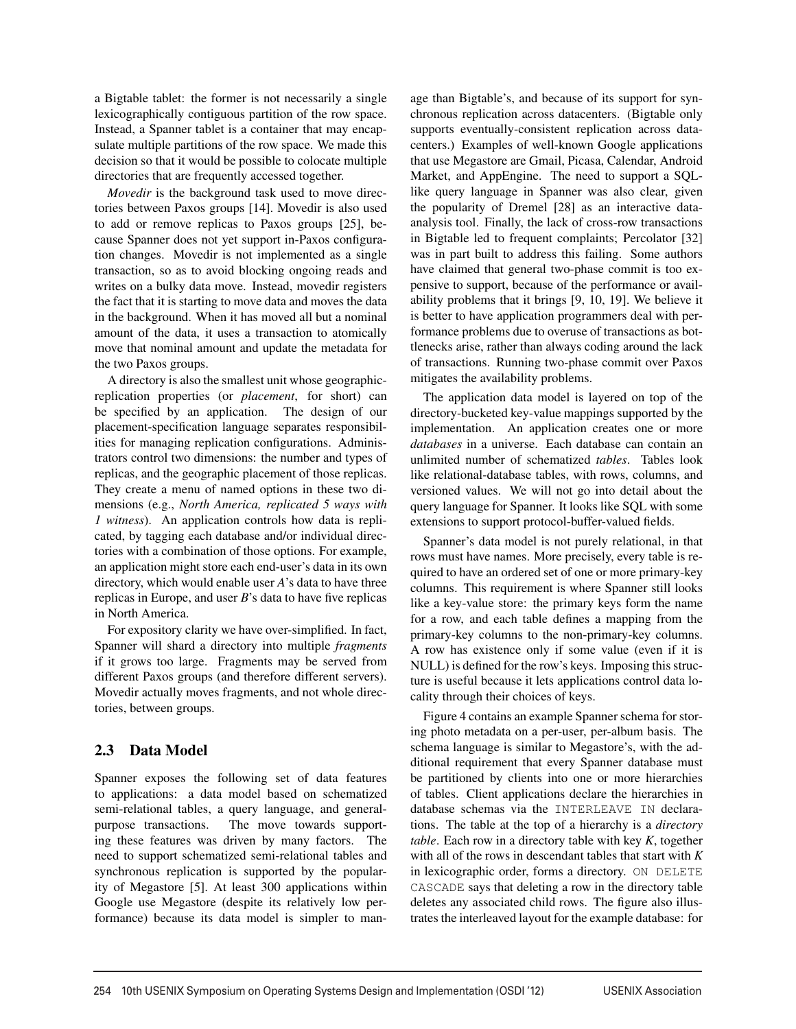a Bigtable tablet: the former is not necessarily a single lexicographically contiguous partition of the row space. Instead, a Spanner tablet is a container that may encapsulate multiple partitions of the row space. We made this decision so that it would be possible to colocate multiple directories that are frequently accessed together.

*Movedir* is the background task used to move directories between Paxos groups [14]. Movedir is also used to add or remove replicas to Paxos groups [25], because Spanner does not yet support in-Paxos configuration changes. Movedir is not implemented as a single transaction, so as to avoid blocking ongoing reads and writes on a bulky data move. Instead, movedir registers the fact that it is starting to move data and moves the data in the background. When it has moved all but a nominal amount of the data, it uses a transaction to atomically move that nominal amount and update the metadata for the two Paxos groups.

A directory is also the smallest unit whose geographic-replication properties (or *placement*, for short) can be specified by an application. The design of our placement-specification language separates responsibilities for managing replication configurations. Administrators control two dimensions: the number and types of replicas, and the geographic placement of those replicas. They create a menu of named options in these two dimensions (e.g., *North America, replicated 5 ways with 1 witness*). An application controls how data is replicated, by tagging each database and/or individual directories with a combination of those options. For example, an application might store each end-user's data in its own directory, which would enable user *A*'s data to have three replicas in Europe, and user *B*'s data to have five replicas in North America.

For expository clarity we have over-simplified. In fact, Spanner will shard a directory into multiple *fragments* if it grows too large. Fragments may be served from different Paxos groups (and therefore different servers). Movedir actually moves fragments, and not whole directories, between groups.

## 2.3 Data Model

Spanner exposes the following set of data features to applications: a data model based on schematized semi-relational tables, a query language, and general-purpose transactions. The move towards supporting these features was driven by many factors. The need to support schematized semi-relational tables and synchronous replication is supported by the popularity of Megastore [5]. At least 300 applications within Google use Megastore (despite its relatively low performance) because its data model is simpler to manage than Bigtable's, and because of its support for synchronous replication across datacenters. (Bigtable only supports eventually-consistent replication across datacenters.) Examples of well-known Google applications that use Megastore are Gmail, Picasa, Calendar, Android Market, and AppEngine. The need to support a SQL-like query language in Spanner was also clear, given the popularity of Dremel [28] as an interactive data-analysis tool. Finally, the lack of cross-row transactions in Bigtable led to frequent complaints; Percolator [32] was in part built to address this failing. Some authors have claimed that general two-phase commit is too expensive to support, because of the performance or availability problems that it brings [9, 10, 19]. We believe it is better to have application programmers deal with performance problems due to overuse of transactions as bottlenecks arise, rather than always coding around the lack of transactions. Running two-phase commit over Paxos mitigates the availability problems.

The application data model is layered on top of the directory-bucketed key-value mappings supported by the implementation. An application creates one or more *databases* in a universe. Each database can contain an unlimited number of schematized *tables*. Tables look like relational-database tables, with rows, columns, and versioned values. We will not go into detail about the query language for Spanner. It looks like SQL with some extensions to support protocol-buffer-valued fields.

Spanner's data model is not purely relational, in that rows must have names. More precisely, every table is required to have an ordered set of one or more primary-key columns. This requirement is where Spanner still looks like a key-value store: the primary keys form the name for a row, and each table defines a mapping from the primary-key columns to the non-primary-key columns. A row has existence only if some value (even if it is NULL) is defined for the row's keys. Imposing this structure is useful because it lets applications control data locality through their choices of keys.

Figure 4 contains an example Spanner schema for storing photo metadata on a per-user, per-album basis. The schema language is similar to Megastore's, with the additional requirement that every Spanner database must be partitioned by clients into one or more hierarchies of tables. Client applications declare the hierarchies in database schemas via the `INTERLEAVE IN` declarations. The table at the top of a hierarchy is a *directory table*. Each row in a directory table with key *K*, together with all of the rows in descendant tables that start with *K* in lexicographic order, forms a directory. `ON DELETE CASCADE` says that deleting a row in the directory table deletes any associated child rows. The figure also illustrates the interleaved layout for the example database: for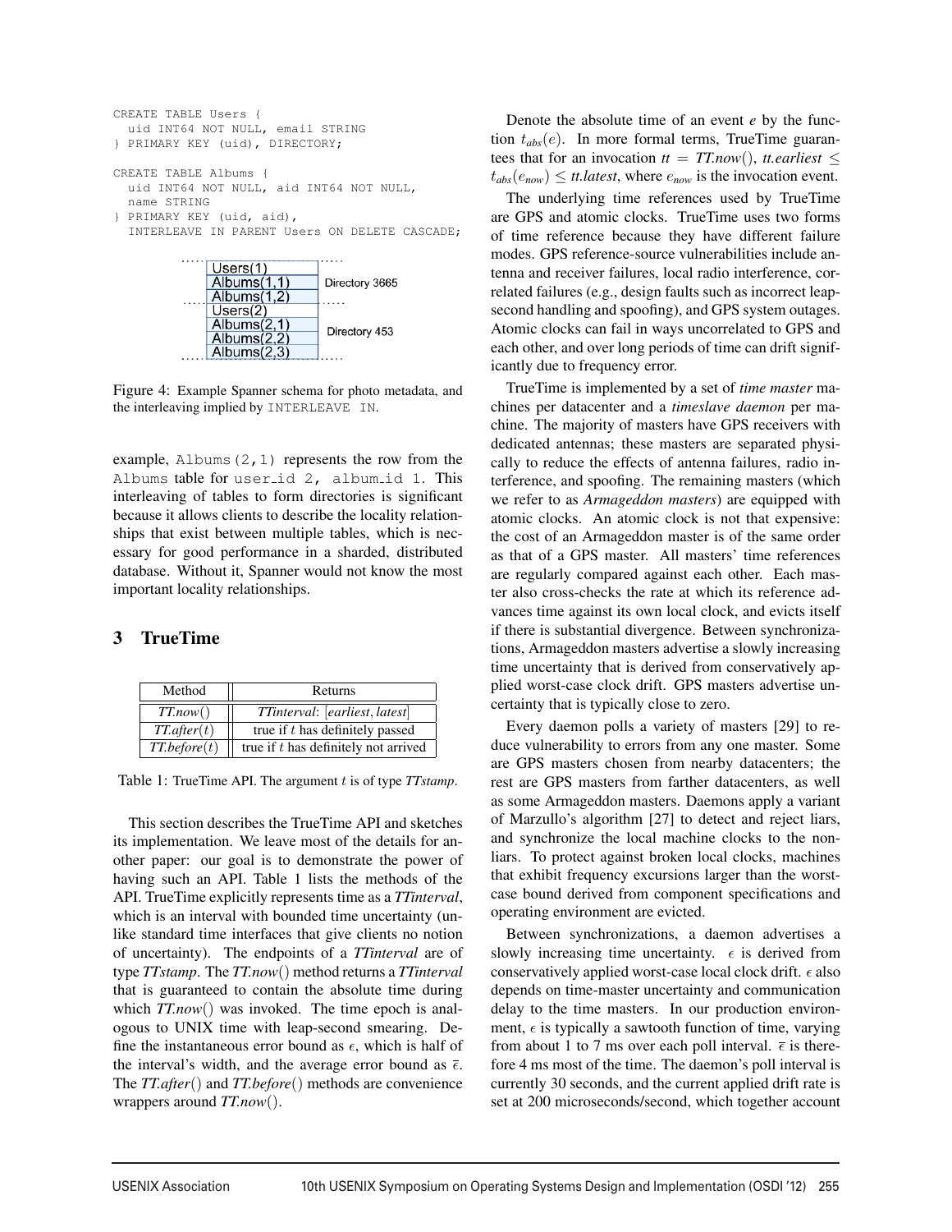```
CREATE TABLE Users {
  uid INT64 NOT NULL, email STRING
} PRIMARY KEY (uid), DIRECTORY;

CREATE TABLE Albums {
  uid INT64 NOT NULL, aid INT64 NOT NULL,
  name STRING
} PRIMARY KEY (uid, aid),
  INTERLEAVE IN PARENT Users ON DELETE CASCADE;
```

| | |
|---|---|
| Users(1) | Directory 3665 |
| Albums(1,1) | |
| Albums(1,2) | |
| Users(2) | Directory 453 |
| Albums(2,1) | |
| Albums(2,2) | |
| Albums(2,3) | |

Figure 4: Example Spanner schema for photo metadata, and the interleaving implied by `INTERLEAVE IN`.

example, `Albums(2,1)` represents the row from the `Albums` table for `user_id 2, album_id 1`. This interleaving of tables to form directories is significant because it allows clients to describe the locality relationships that exist between multiple tables, which is necessary for good performance in a sharded, distributed database. Without it, Spanner would not know the most important locality relationships.

## 3 TrueTime

| Method | Returns |
|---|---|
| *TT.now*() | *TTinterval*: [*earliest*, *latest*] |
| *TT.after*($t$) | true if $t$ has definitely passed |
| *TT.before*($t$) | true if $t$ has definitely not arrived |

Table 1: TrueTime API. The argument $t$ is of type *TTstamp*.

This section describes the TrueTime API and sketches its implementation. We leave most of the details for another paper: our goal is to demonstrate the power of having such an API. Table 1 lists the methods of the API. TrueTime explicitly represents time as a *TTinterval*, which is an interval with bounded time uncertainty (unlike standard time interfaces that give clients no notion of uncertainty). The endpoints of a *TTinterval* are of type *TTstamp*. The *TT.now*() method returns a *TTinterval* that is guaranteed to contain the absolute time during which *TT.now*() was invoked. The time epoch is analogous to UNIX time with leap-second smearing. Define the instantaneous error bound as $\epsilon$, which is half of the interval's width, and the average error bound as $\bar{\epsilon}$. The *TT.after*() and *TT.before*() methods are convenience wrappers around *TT.now*().

Denote the absolute time of an event $e$ by the function $t_{abs}(e)$. In more formal terms, TrueTime guarantees that for an invocation $tt = TT.now()$, $tt.earliest \leq t_{abs}(e_{now}) \leq tt.latest$, where $e_{now}$ is the invocation event.

The underlying time references used by TrueTime are GPS and atomic clocks. TrueTime uses two forms of time reference because they have different failure modes. GPS reference-source vulnerabilities include antenna and receiver failures, local radio interference, correlated failures (e.g., design faults such as incorrect leap-second handling and spoofing), and GPS system outages. Atomic clocks can fail in ways uncorrelated to GPS and each other, and over long periods of time can drift significantly due to frequency error.

TrueTime is implemented by a set of *time master* machines per datacenter and a *timeslave daemon* per machine. The majority of masters have GPS receivers with dedicated antennas; these masters are separated physically to reduce the effects of antenna failures, radio interference, and spoofing. The remaining masters (which we refer to as *Armageddon masters*) are equipped with atomic clocks. An atomic clock is not that expensive: the cost of an Armageddon master is of the same order as that of a GPS master. All masters' time references are regularly compared against each other. Each master also cross-checks the rate at which its reference advances time against its own local clock, and evicts itself if there is substantial divergence. Between synchronizations, Armageddon masters advertise a slowly increasing time uncertainty that is derived from conservatively applied worst-case clock drift. GPS masters advertise uncertainty that is typically close to zero.

Every daemon polls a variety of masters [29] to reduce vulnerability to errors from any one master. Some are GPS masters chosen from nearby datacenters; the rest are GPS masters from farther datacenters, as well as some Armageddon masters. Daemons apply a variant of Marzullo's algorithm [27] to detect and reject liars, and synchronize the local machine clocks to the nonliars. To protect against broken local clocks, machines that exhibit frequency excursions larger than the worst-case bound derived from component specifications and operating environment are evicted.

Between synchronizations, a daemon advertises a slowly increasing time uncertainty. $\epsilon$ is derived from conservatively applied worst-case local clock drift. $\epsilon$ also depends on time-master uncertainty and communication delay to the time masters. In our production environment, $\epsilon$ is typically a sawtooth function of time, varying from about 1 to 7 ms over each poll interval. $\bar{\epsilon}$ is therefore 4 ms most of the time. The daemon's poll interval is currently 30 seconds, and the current applied drift rate is set at 200 microseconds/second, which together account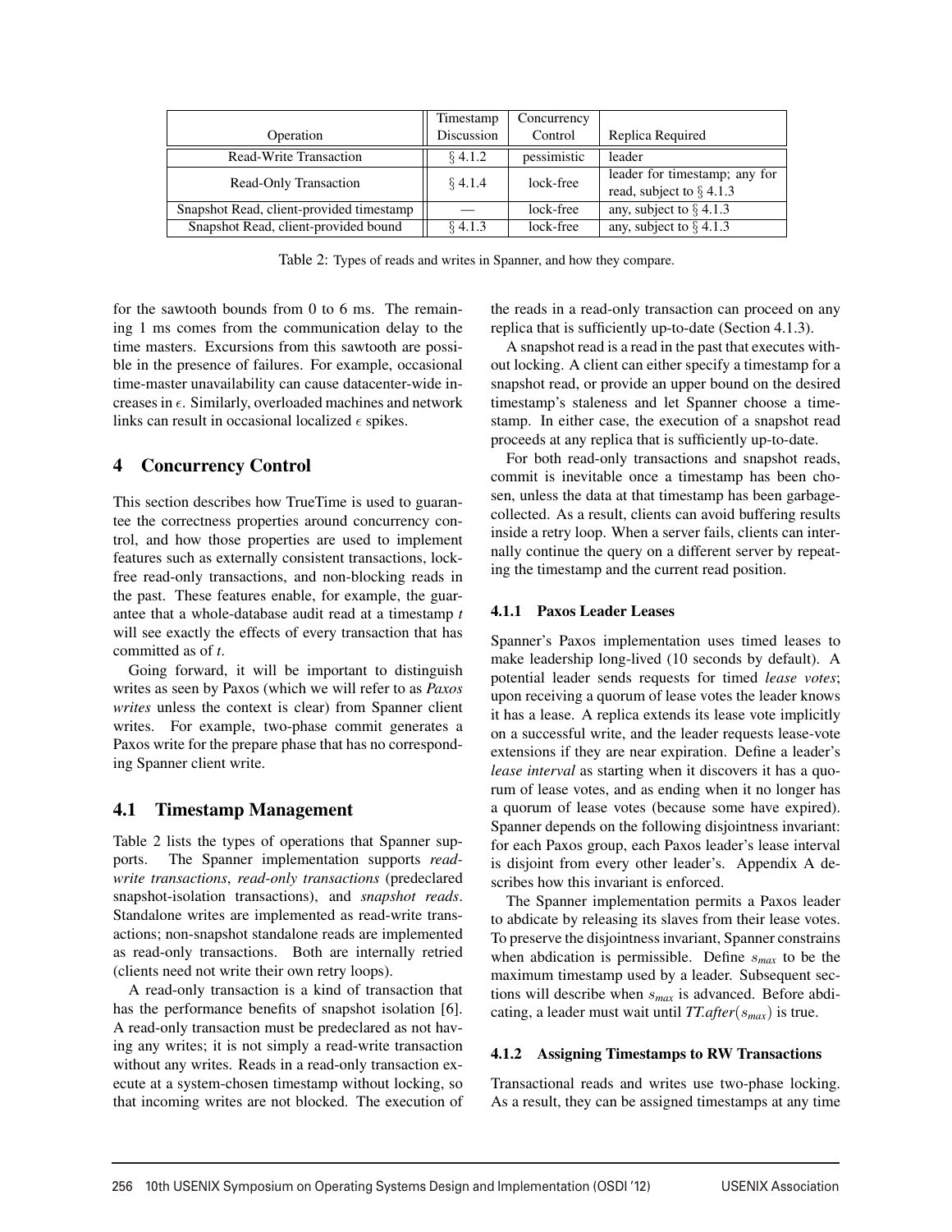| Operation | Timestamp Discussion | Concurrency Control | Replica Required |
|---|---|---|---|
| Read-Write Transaction | § 4.1.2 | pessimistic | leader |
| Read-Only Transaction | § 4.1.4 | lock-free | leader for timestamp; any for read, subject to § 4.1.3 |
| Snapshot Read, client-provided timestamp | — | lock-free | any, subject to § 4.1.3 |
| Snapshot Read, client-provided bound | § 4.1.3 | lock-free | any, subject to § 4.1.3 |

Table 2: Types of reads and writes in Spanner, and how they compare.

for the sawtooth bounds from 0 to 6 ms. The remaining 1 ms comes from the communication delay to the time masters. Excursions from this sawtooth are possible in the presence of failures. For example, occasional time-master unavailability can cause datacenter-wide increases in $\epsilon$. Similarly, overloaded machines and network links can result in occasional localized $\epsilon$ spikes.

## 4 Concurrency Control

This section describes how TrueTime is used to guarantee the correctness properties around concurrency control, and how those properties are used to implement features such as externally consistent transactions, lock-free read-only transactions, and non-blocking reads in the past. These features enable, for example, the guarantee that a whole-database audit read at a timestamp $t$ will see exactly the effects of every transaction that has committed as of $t$.

Going forward, it will be important to distinguish writes as seen by Paxos (which we will refer to as *Paxos writes* unless the context is clear) from Spanner client writes. For example, two-phase commit generates a Paxos write for the prepare phase that has no corresponding Spanner client write.

### 4.1 Timestamp Management

Table 2 lists the types of operations that Spanner supports. The Spanner implementation supports *read-write transactions*, *read-only transactions* (predeclared snapshot-isolation transactions), and *snapshot reads*. Standalone writes are implemented as read-write transactions; non-snapshot standalone reads are implemented as read-only transactions. Both are internally retried (clients need not write their own retry loops).

A read-only transaction is a kind of transaction that has the performance benefits of snapshot isolation [6]. A read-only transaction must be predeclared as not having any writes; it is not simply a read-write transaction without any writes. Reads in a read-only transaction execute at a system-chosen timestamp without locking, so that incoming writes are not blocked. The execution of the reads in a read-only transaction can proceed on any replica that is sufficiently up-to-date (Section 4.1.3).

A snapshot read is a read in the past that executes without locking. A client can either specify a timestamp for a snapshot read, or provide an upper bound on the desired timestamp's staleness and let Spanner choose a timestamp. In either case, the execution of a snapshot read proceeds at any replica that is sufficiently up-to-date.

For both read-only transactions and snapshot reads, commit is inevitable once a timestamp has been chosen, unless the data at that timestamp has been garbage-collected. As a result, clients can avoid buffering results inside a retry loop. When a server fails, clients can internally continue the query on a different server by repeating the timestamp and the current read position.

#### 4.1.1 Paxos Leader Leases

Spanner's Paxos implementation uses timed leases to make leadership long-lived (10 seconds by default). A potential leader sends requests for timed *lease votes*; upon receiving a quorum of lease votes the leader knows it has a lease. A replica extends its lease vote implicitly on a successful write, and the leader requests lease-vote extensions if they are near expiration. Define a leader's *lease interval* as starting when it discovers it has a quorum of lease votes, and as ending when it no longer has a quorum of lease votes (because some have expired). Spanner depends on the following disjointness invariant: for each Paxos group, each Paxos leader's lease interval is disjoint from every other leader's. Appendix A describes how this invariant is enforced.

The Spanner implementation permits a Paxos leader to abdicate by releasing its slaves from their lease votes. To preserve the disjointness invariant, Spanner constrains when abdication is permissible. Define $s_{max}$ to be the maximum timestamp used by a leader. Subsequent sections will describe when $s_{max}$ is advanced. Before abdicating, a leader must wait until $TT.after(s_{max})$ is true.

#### 4.1.2 Assigning Timestamps to RW Transactions

Transactional reads and writes use two-phase locking. As a result, they can be assigned timestamps at any time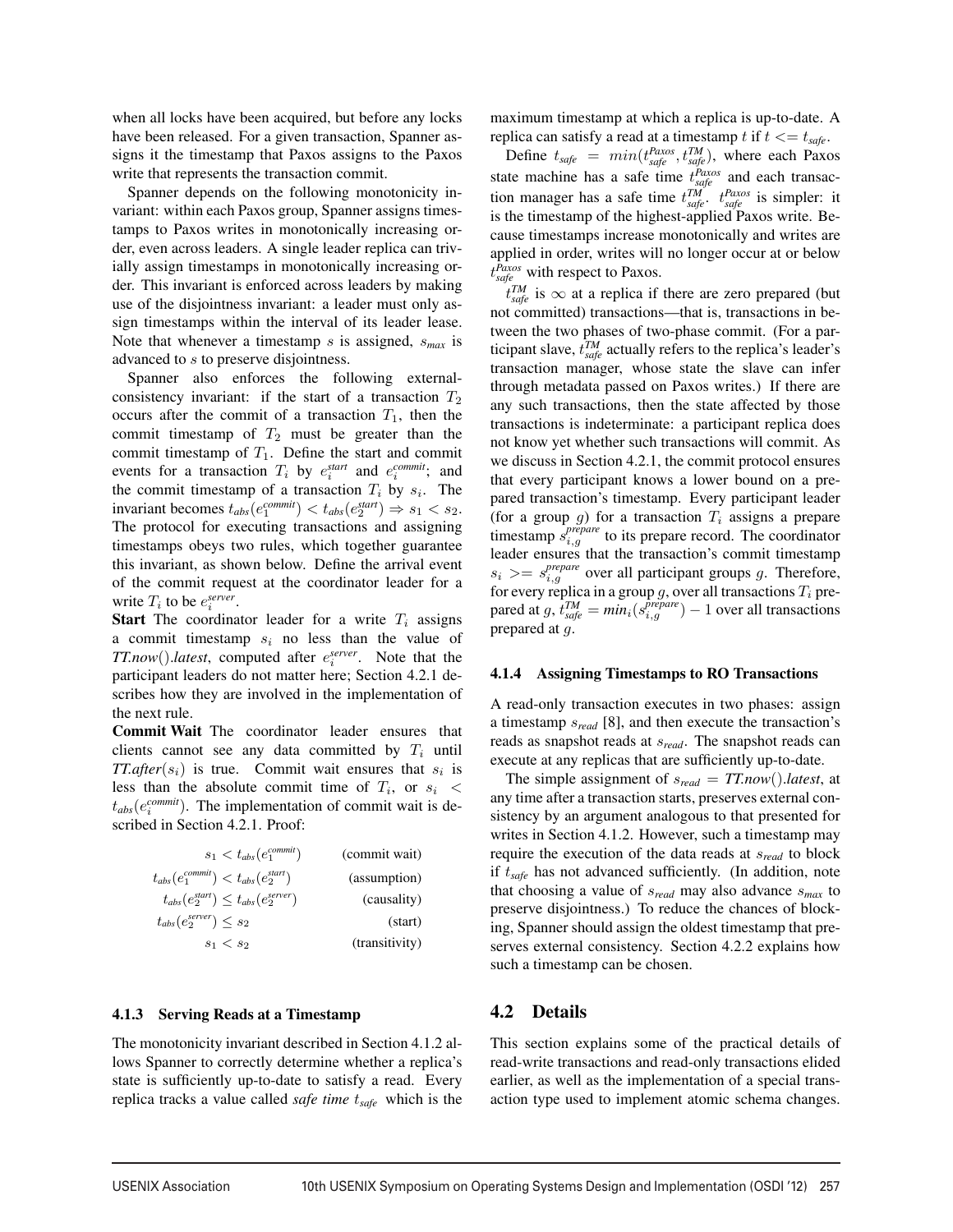when all locks have been acquired, but before any locks have been released. For a given transaction, Spanner assigns it the timestamp that Paxos assigns to the Paxos write that represents the transaction commit.

Spanner depends on the following monotonicity invariant: within each Paxos group, Spanner assigns timestamps to Paxos writes in monotonically increasing order, even across leaders. A single leader replica can trivially assign timestamps in monotonically increasing order. This invariant is enforced across leaders by making use of the disjointness invariant: a leader must only assign timestamps within the interval of its leader lease. Note that whenever a timestamp $s$ is assigned, $s_{max}$ is advanced to $s$ to preserve disjointness.

Spanner also enforces the following external-consistency invariant: if the start of a transaction $T_2$ occurs after the commit of a transaction $T_1$, then the commit timestamp of $T_2$ must be greater than the commit timestamp of $T_1$. Define the start and commit events for a transaction $T_i$ by $e_i^{start}$ and $e_i^{commit}$; and the commit timestamp of a transaction $T_i$ by $s_i$. The invariant becomes $t_{abs}(e_1^{commit}) < t_{abs}(e_2^{start}) \Rightarrow s_1 < s_2$. The protocol for executing transactions and assigning timestamps obeys two rules, which together guarantee this invariant, as shown below. Define the arrival event of the commit request at the coordinator leader for a write $T_i$ to be $e_i^{server}$.

**Start** The coordinator leader for a write $T_i$ assigns a commit timestamp $s_i$ no less than the value of *TT.now().latest*, computed after $e_i^{server}$. Note that the participant leaders do not matter here; Section 4.2.1 describes how they are involved in the implementation of the next rule.

**Commit Wait** The coordinator leader ensures that clients cannot see any data committed by $T_i$ until *TT.after*$(s_i)$ is true. Commit wait ensures that $s_i$ is less than the absolute commit time of $T_i$, or $s_i < t_{abs}(e_i^{commit})$. The implementation of commit wait is described in Section 4.2.1. Proof:

$$s_1 < t_{abs}(e_1^{commit}) \quad \text{(commit wait)}$$

$$t_{abs}(e_1^{commit}) < t_{abs}(e_2^{start}) \quad \text{(assumption)}$$

$$t_{abs}(e_2^{start}) \leq t_{abs}(e_2^{server}) \quad \text{(causality)}$$

$$t_{abs}(e_2^{server}) \leq s_2 \quad \text{(start)}$$

$$s_1 < s_2 \quad \text{(transitivity)}$$

#### 4.1.3 Serving Reads at a Timestamp

The monotonicity invariant described in Section 4.1.2 allows Spanner to correctly determine whether a replica's state is sufficiently up-to-date to satisfy a read. Every replica tracks a value called *safe time* $t_{safe}$ which is the maximum timestamp at which a replica is up-to-date. A replica can satisfy a read at a timestamp $t$ if $t <= t_{safe}$.

Define $t_{safe} = min(t_{safe}^{Paxos}, t_{safe}^{TM})$, where each Paxos state machine has a safe time $t_{safe}^{Paxos}$ and each transaction manager has a safe time $t_{safe}^{TM}$. $t_{safe}^{Paxos}$ is simpler: it is the timestamp of the highest-applied Paxos write. Because timestamps increase monotonically and writes are applied in order, writes will no longer occur at or below $t_{safe}^{Paxos}$ with respect to Paxos.

$t_{safe}^{TM}$ is $\infty$ at a replica if there are zero prepared (but not committed) transactions—that is, transactions in between the two phases of two-phase commit. (For a participant slave, $t_{safe}^{TM}$ actually refers to the replica's leader's transaction manager, whose state the slave can infer through metadata passed on Paxos writes.) If there are any such transactions, then the state affected by those transactions is indeterminate: a participant replica does not know yet whether such transactions will commit. As we discuss in Section 4.2.1, the commit protocol ensures that every participant knows a lower bound on a prepared transaction's timestamp. Every participant leader (for a group $g$) for a transaction $T_i$ assigns a prepare timestamp $s_{i,g}^{prepare}$ to its prepare record. The coordinator leader ensures that the transaction's commit timestamp $s_i >= s_{i,g}^{prepare}$ over all participant groups $g$. Therefore, for every replica in a group $g$, over all transactions $T_i$ prepared at $g$, $t_{safe}^{TM} = min_i(s_{i,g}^{prepare}) - 1$ over all transactions prepared at $g$.

#### 4.1.4 Assigning Timestamps to RO Transactions

A read-only transaction executes in two phases: assign a timestamp $s_{read}$ [8], and then execute the transaction's reads as snapshot reads at $s_{read}$. The snapshot reads can execute at any replicas that are sufficiently up-to-date.

The simple assignment of $s_{read}$ = *TT.now().latest*, at any time after a transaction starts, preserves external consistency by an argument analogous to that presented for writes in Section 4.1.2. However, such a timestamp may require the execution of the data reads at $s_{read}$ to block if $t_{safe}$ has not advanced sufficiently. (In addition, note that choosing a value of $s_{read}$ may also advance $s_{max}$ to preserve disjointness.) To reduce the chances of blocking, Spanner should assign the oldest timestamp that preserves external consistency. Section 4.2.2 explains how such a timestamp can be chosen.

### 4.2 Details

This section explains some of the practical details of read-write transactions and read-only transactions elided earlier, as well as the implementation of a special transaction type used to implement atomic schema changes.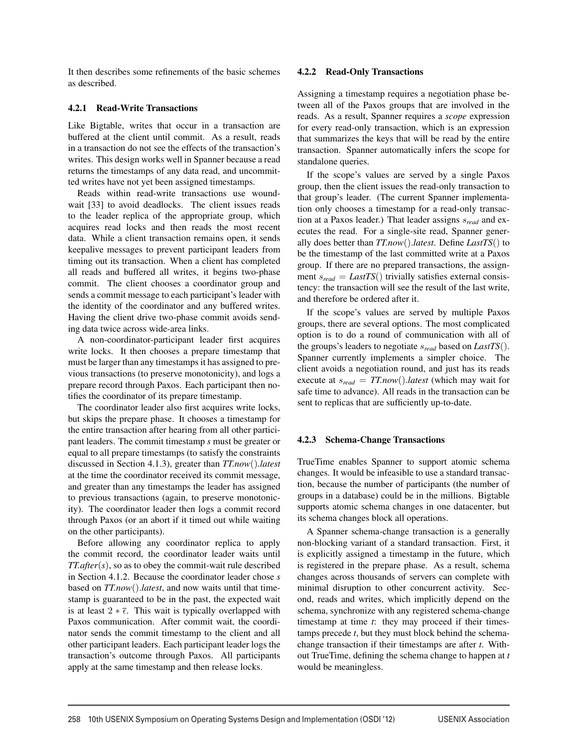It then describes some refinements of the basic schemes as described.

#### 4.2.1 Read-Write Transactions

Like Bigtable, writes that occur in a transaction are buffered at the client until commit. As a result, reads in a transaction do not see the effects of the transaction's writes. This design works well in Spanner because a read returns the timestamps of any data read, and uncommitted writes have not yet been assigned timestamps.

Reads within read-write transactions use wound-wait [33] to avoid deadlocks. The client issues reads to the leader replica of the appropriate group, which acquires read locks and then reads the most recent data. While a client transaction remains open, it sends keepalive messages to prevent participant leaders from timing out its transaction. When a client has completed all reads and buffered all writes, it begins two-phase commit. The client chooses a coordinator group and sends a commit message to each participant's leader with the identity of the coordinator and any buffered writes. Having the client drive two-phase commit avoids sending data twice across wide-area links.

A non-coordinator-participant leader first acquires write locks. It then chooses a prepare timestamp that must be larger than any timestamps it has assigned to previous transactions (to preserve monotonicity), and logs a prepare record through Paxos. Each participant then notifies the coordinator of its prepare timestamp.

The coordinator leader also first acquires write locks, but skips the prepare phase. It chooses a timestamp for the entire transaction after hearing from all other participant leaders. The commit timestamp $s$ must be greater or equal to all prepare timestamps (to satisfy the constraints discussed in Section 4.1.3), greater than $\mathit{TT.now}().\mathit{latest}$ at the time the coordinator received its commit message, and greater than any timestamps the leader has assigned to previous transactions (again, to preserve monotonicity). The coordinator leader then logs a commit record through Paxos (or an abort if it timed out while waiting on the other participants).

Before allowing any coordinator replica to apply the commit record, the coordinator leader waits until $\mathit{TT.after}(s)$, so as to obey the commit-wait rule described in Section 4.1.2. Because the coordinator leader chose $s$ based on $\mathit{TT.now}().\mathit{latest}$, and now waits until that timestamp is guaranteed to be in the past, the expected wait is at least $2 * \bar{\epsilon}$. This wait is typically overlapped with Paxos communication. After commit wait, the coordinator sends the commit timestamp to the client and all other participant leaders. Each participant leader logs the transaction's outcome through Paxos. All participants apply at the same timestamp and then release locks.

#### 4.2.2 Read-Only Transactions

Assigning a timestamp requires a negotiation phase between all of the Paxos groups that are involved in the reads. As a result, Spanner requires a *scope* expression for every read-only transaction, which is an expression that summarizes the keys that will be read by the entire transaction. Spanner automatically infers the scope for standalone queries.

If the scope's values are served by a single Paxos group, then the client issues the read-only transaction to that group's leader. (The current Spanner implementation only chooses a timestamp for a read-only transaction at a Paxos leader.) That leader assigns $s_{read}$ and executes the read. For a single-site read, Spanner generally does better than $\mathit{TT.now}().\mathit{latest}$. Define $\mathit{LastTS}()$ to be the timestamp of the last committed write at a Paxos group. If there are no prepared transactions, the assignment $s_{read} = \mathit{LastTS}()$ trivially satisfies external consistency: the transaction will see the result of the last write, and therefore be ordered after it.

If the scope's values are served by multiple Paxos groups, there are several options. The most complicated option is to do a round of communication with all of the groups's leaders to negotiate $s_{read}$ based on $\mathit{LastTS}()$. Spanner currently implements a simpler choice. The client avoids a negotiation round, and just has its reads execute at $s_{read} = \mathit{TT.now}().\mathit{latest}$ (which may wait for safe time to advance). All reads in the transaction can be sent to replicas that are sufficiently up-to-date.

#### 4.2.3 Schema-Change Transactions

TrueTime enables Spanner to support atomic schema changes. It would be infeasible to use a standard transaction, because the number of participants (the number of groups in a database) could be in the millions. Bigtable supports atomic schema changes in one datacenter, but its schema changes block all operations.

A Spanner schema-change transaction is a generally non-blocking variant of a standard transaction. First, it is explicitly assigned a timestamp in the future, which is registered in the prepare phase. As a result, schema changes across thousands of servers can complete with minimal disruption to other concurrent activity. Second, reads and writes, which implicitly depend on the schema, synchronize with any registered schema-change timestamp at time $t$: they may proceed if their timestamps precede $t$, but they must block behind the schema-change transaction if their timestamps are after $t$. Without TrueTime, defining the schema change to happen at $t$ would be meaningless.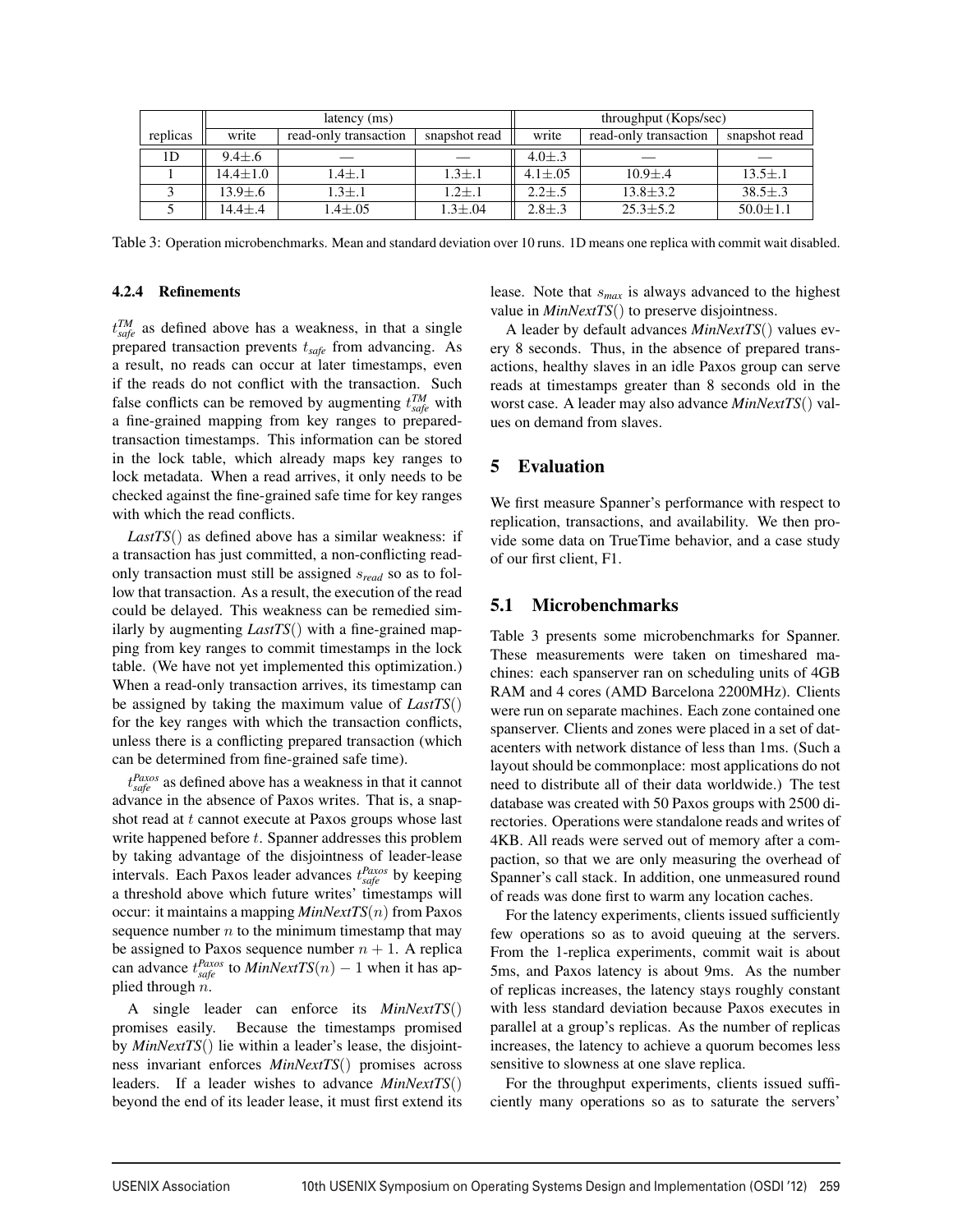| replicas | latency (ms) | | | throughput (Kops/sec) | | |
|---|---|---|---|---|---|---|
| | write | read-only transaction | snapshot read | write | read-only transaction | snapshot read |
| 1D | 9.4±.6 | — | — | 4.0±.3 | — | — |
| 1 | 14.4±1.0 | 1.4±.1 | 1.3±.1 | 4.1±.05 | 10.9±.4 | 13.5±.1 |
| 3 | 13.9±.6 | 1.3±.1 | 1.2±.1 | 2.2±.5 | 13.8±3.2 | 38.5±.3 |
| 5 | 14.4±.4 | 1.4±.05 | 1.3±.04 | 2.8±.3 | 25.3±5.2 | 50.0±1.1 |

Table 3: Operation microbenchmarks. Mean and standard deviation over 10 runs. 1D means one replica with commit wait disabled.

#### 4.2.4 Refinements

$t_{safe}^{TM}$ as defined above has a weakness, in that a single prepared transaction prevents $t_{safe}$ from advancing. As a result, no reads can occur at later timestamps, even if the reads do not conflict with the transaction. Such false conflicts can be removed by augmenting $t_{safe}^{TM}$ with a fine-grained mapping from key ranges to prepared-transaction timestamps. This information can be stored in the lock table, which already maps key ranges to lock metadata. When a read arrives, it only needs to be checked against the fine-grained safe time for key ranges with which the read conflicts.

*LastTS*() as defined above has a similar weakness: if a transaction has just committed, a non-conflicting read-only transaction must still be assigned $s_{read}$ so as to follow that transaction. As a result, the execution of the read could be delayed. This weakness can be remedied similarly by augmenting *LastTS*() with a fine-grained mapping from key ranges to commit timestamps in the lock table. (We have not yet implemented this optimization.) When a read-only transaction arrives, its timestamp can be assigned by taking the maximum value of *LastTS*() for the key ranges with which the transaction conflicts, unless there is a conflicting prepared transaction (which can be determined from fine-grained safe time).

$t_{safe}^{Paxos}$ as defined above has a weakness in that it cannot advance in the absence of Paxos writes. That is, a snapshot read at $t$ cannot execute at Paxos groups whose last write happened before $t$. Spanner addresses this problem by taking advantage of the disjointness of leader-lease intervals. Each Paxos leader advances $t_{safe}^{Paxos}$ by keeping a threshold above which future writes' timestamps will occur: it maintains a mapping *MinNextTS*($n$) from Paxos sequence number $n$ to the minimum timestamp that may be assigned to Paxos sequence number $n+1$. A replica can advance $t_{safe}^{Paxos}$ to *MinNextTS*($n$) $- 1$ when it has applied through $n$.

A single leader can enforce its *MinNextTS*() promises easily. Because the timestamps promised by *MinNextTS*() lie within a leader's lease, the disjointness invariant enforces *MinNextTS*() promises across leaders. If a leader wishes to advance *MinNextTS*() beyond the end of its leader lease, it must first extend its lease. Note that $s_{max}$ is always advanced to the highest value in *MinNextTS*() to preserve disjointness.

A leader by default advances *MinNextTS*() values every 8 seconds. Thus, in the absence of prepared transactions, healthy slaves in an idle Paxos group can serve reads at timestamps greater than 8 seconds old in the worst case. A leader may also advance *MinNextTS*() values on demand from slaves.

## 5 Evaluation

We first measure Spanner's performance with respect to replication, transactions, and availability. We then provide some data on TrueTime behavior, and a case study of our first client, F1.

### 5.1 Microbenchmarks

Table 3 presents some microbenchmarks for Spanner. These measurements were taken on timeshared machines: each spanserver ran on scheduling units of 4GB RAM and 4 cores (AMD Barcelona 2200MHz). Clients were run on separate machines. Each zone contained one spanserver. Clients and zones were placed in a set of datacenters with network distance of less than 1ms. (Such a layout should be commonplace: most applications do not need to distribute all of their data worldwide.) The test database was created with 50 Paxos groups with 2500 directories. Operations were standalone reads and writes of 4KB. All reads were served out of memory after a compaction, so that we are only measuring the overhead of Spanner's call stack. In addition, one unmeasured round of reads was done first to warm any location caches.

For the latency experiments, clients issued sufficiently few operations so as to avoid queuing at the servers. From the 1-replica experiments, commit wait is about 5ms, and Paxos latency is about 9ms. As the number of replicas increases, the latency stays roughly constant with less standard deviation because Paxos executes in parallel at a group's replicas. As the number of replicas increases, the latency to achieve a quorum becomes less sensitive to slowness at one slave replica.

For the throughput experiments, clients issued sufficiently many operations so as to saturate the servers'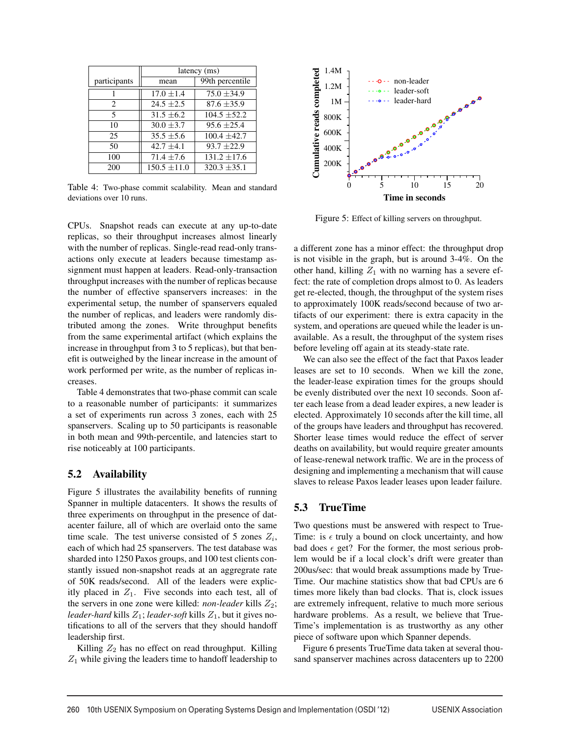| participants | latency (ms) | |
|---|---|---|
| | mean | 99th percentile |
| 1 | 17.0 ±1.4 | 75.0 ±34.9 |
| 2 | 24.5 ±2.5 | 87.6 ±35.9 |
| 5 | 31.5 ±6.2 | 104.5 ±52.2 |
| 10 | 30.0 ±3.7 | 95.6 ±25.4 |
| 25 | 35.5 ±5.6 | 100.4 ±42.7 |
| 50 | 42.7 ±4.1 | 93.7 ±22.9 |
| 100 | 71.4 ±7.6 | 131.2 ±17.6 |
| 200 | 150.5 ±11.0 | 320.3 ±35.1 |

Table 4: Two-phase commit scalability. Mean and standard deviations over 10 runs.

CPUs. Snapshot reads can execute at any up-to-date replicas, so their throughput increases almost linearly with the number of replicas. Single-read read-only transactions only execute at leaders because timestamp assignment must happen at leaders. Read-only-transaction throughput increases with the number of replicas because the number of effective spanservers increases: in the experimental setup, the number of spanservers equaled the number of replicas, and leaders were randomly distributed among the zones. Write throughput benefits from the same experimental artifact (which explains the increase in throughput from 3 to 5 replicas), but that benefit is outweighed by the linear increase in the amount of work performed per write, as the number of replicas increases.

Table 4 demonstrates that two-phase commit can scale to a reasonable number of participants: it summarizes a set of experiments run across 3 zones, each with 25 spanservers. Scaling up to 50 participants is reasonable in both mean and 99th-percentile, and latencies start to rise noticeably at 100 participants.

## 5.2 Availability

Figure 5 illustrates the availability benefits of running Spanner in multiple datacenters. It shows the results of three experiments on throughput in the presence of datacenter failure, all of which are overlaid onto the same time scale. The test universe consisted of 5 zones $Z_i$, each of which had 25 spanservers. The test database was sharded into 1250 Paxos groups, and 100 test clients constantly issued non-snapshot reads at an aggregrate rate of 50K reads/second. All of the leaders were explicitly placed in $Z_1$. Five seconds into each test, all of the servers in one zone were killed: *non-leader* kills $Z_2$; *leader-hard* kills $Z_1$; *leader-soft* kills $Z_1$, but it gives notifications to all of the servers that they should handoff leadership first.

Killing $Z_2$ has no effect on read throughput. Killing $Z_1$ while giving the leaders time to handoff leadership to a different zone has a minor effect: the throughput drop is not visible in the graph, but is around 3-4%. On the other hand, killing $Z_1$ with no warning has a severe effect: the rate of completion drops almost to 0. As leaders get re-elected, though, the throughput of the system rises to approximately 100K reads/second because of two artifacts of our experiment: there is extra capacity in the system, and operations are queued while the leader is unavailable. As a result, the throughput of the system rises before leveling off again at its steady-state rate.

Figure 5: Effect of killing servers on throughput.

We can also see the effect of the fact that Paxos leader leases are set to 10 seconds. When we kill the zone, the leader-lease expiration times for the groups should be evenly distributed over the next 10 seconds. Soon after each lease from a dead leader expires, a new leader is elected. Approximately 10 seconds after the kill time, all of the groups have leaders and throughput has recovered. Shorter lease times would reduce the effect of server deaths on availability, but would require greater amounts of lease-renewal network traffic. We are in the process of designing and implementing a mechanism that will cause slaves to release Paxos leader leases upon leader failure.

## 5.3 TrueTime

Two questions must be answered with respect to TrueTime: is $\epsilon$ truly a bound on clock uncertainty, and how bad does $\epsilon$ get? For the former, the most serious problem would be if a local clock's drift were greater than 200us/sec: that would break assumptions made by TrueTime. Our machine statistics show that bad CPUs are 6 times more likely than bad clocks. That is, clock issues are extremely infrequent, relative to much more serious hardware problems. As a result, we believe that TrueTime's implementation is as trustworthy as any other piece of software upon which Spanner depends.

Figure 6 presents TrueTime data taken at several thousand spanserver machines across datacenters up to 2200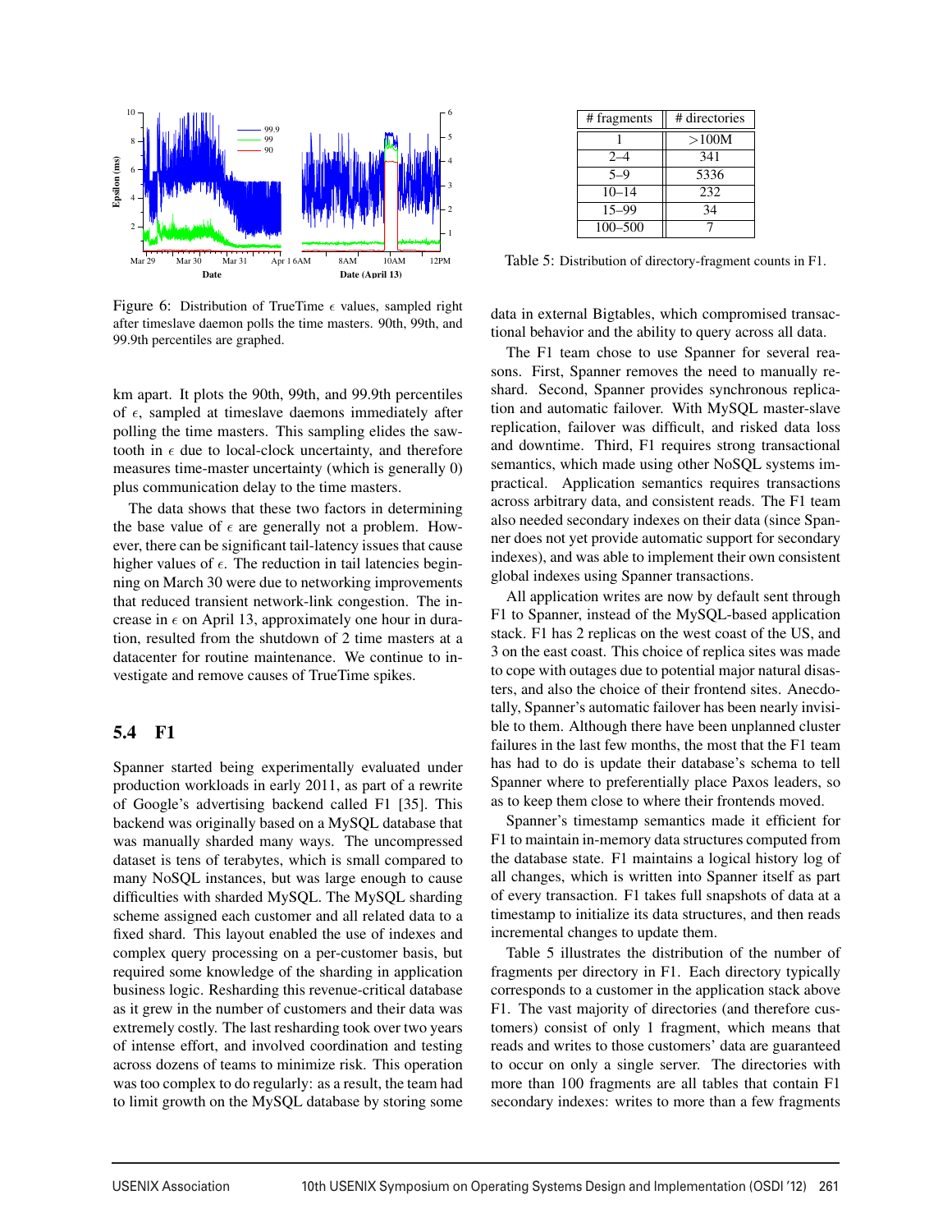Figure 6: Distribution of TrueTime $\epsilon$ values, sampled right after timeslave daemon polls the time masters. 90th, 99th, and 99.9th percentiles are graphed.

km apart. It plots the 90th, 99th, and 99.9th percentiles of $\epsilon$, sampled at timeslave daemons immediately after polling the time masters. This sampling elides the sawtooth in $\epsilon$ due to local-clock uncertainty, and therefore measures time-master uncertainty (which is generally 0) plus communication delay to the time masters.

The data shows that these two factors in determining the base value of $\epsilon$ are generally not a problem. However, there can be significant tail-latency issues that cause higher values of $\epsilon$. The reduction in tail latencies beginning on March 30 were due to networking improvements that reduced transient network-link congestion. The increase in $\epsilon$ on April 13, approximately one hour in duration, resulted from the shutdown of 2 time masters at a datacenter for routine maintenance. We continue to investigate and remove causes of TrueTime spikes.

## 5.4 F1

Spanner started being experimentally evaluated under production workloads in early 2011, as part of a rewrite of Google's advertising backend called F1 [35]. This backend was originally based on a MySQL database that was manually sharded many ways. The uncompressed dataset is tens of terabytes, which is small compared to many NoSQL instances, but was large enough to cause difficulties with sharded MySQL. The MySQL sharding scheme assigned each customer and all related data to a fixed shard. This layout enabled the use of indexes and complex query processing on a per-customer basis, but required some knowledge of the sharding in application business logic. Resharding this revenue-critical database as it grew in the number of customers and their data was extremely costly. The last resharding took over two years of intense effort, and involved coordination and testing across dozens of teams to minimize risk. This operation was too complex to do regularly: as a result, the team had to limit growth on the MySQL database by storing some data in external Bigtables, which compromised transactional behavior and the ability to query across all data.

| # fragments | # directories |
|---|---|
| 1 | >100M |
| 2–4 | 341 |
| 5–9 | 5336 |
| 10–14 | 232 |
| 15–99 | 34 |
| 100–500 | 7 |

Table 5: Distribution of directory-fragment counts in F1.

The F1 team chose to use Spanner for several reasons. First, Spanner removes the need to manually reshard. Second, Spanner provides synchronous replication and automatic failover. With MySQL master-slave replication, failover was difficult, and risked data loss and downtime. Third, F1 requires strong transactional semantics, which made using other NoSQL systems impractical. Application semantics requires transactions across arbitrary data, and consistent reads. The F1 team also needed secondary indexes on their data (since Spanner does not yet provide automatic support for secondary indexes), and was able to implement their own consistent global indexes using Spanner transactions.

All application writes are now by default sent through F1 to Spanner, instead of the MySQL-based application stack. F1 has 2 replicas on the west coast of the US, and 3 on the east coast. This choice of replica sites was made to cope with outages due to potential major natural disasters, and also the choice of their frontend sites. Anecdotally, Spanner's automatic failover has been nearly invisible to them. Although there have been unplanned cluster failures in the last few months, the most that the F1 team has had to do is update their database's schema to tell Spanner where to preferentially place Paxos leaders, so as to keep them close to where their frontends moved.

Spanner's timestamp semantics made it efficient for F1 to maintain in-memory data structures computed from the database state. F1 maintains a logical history log of all changes, which is written into Spanner itself as part of every transaction. F1 takes full snapshots of data at a timestamp to initialize its data structures, and then reads incremental changes to update them.

Table 5 illustrates the distribution of the number of fragments per directory in F1. Each directory typically corresponds to a customer in the application stack above F1. The vast majority of directories (and therefore customers) consist of only 1 fragment, which means that reads and writes to those customers' data are guaranteed to occur on only a single server. The directories with more than 100 fragments are all tables that contain F1 secondary indexes: writes to more than a few fragments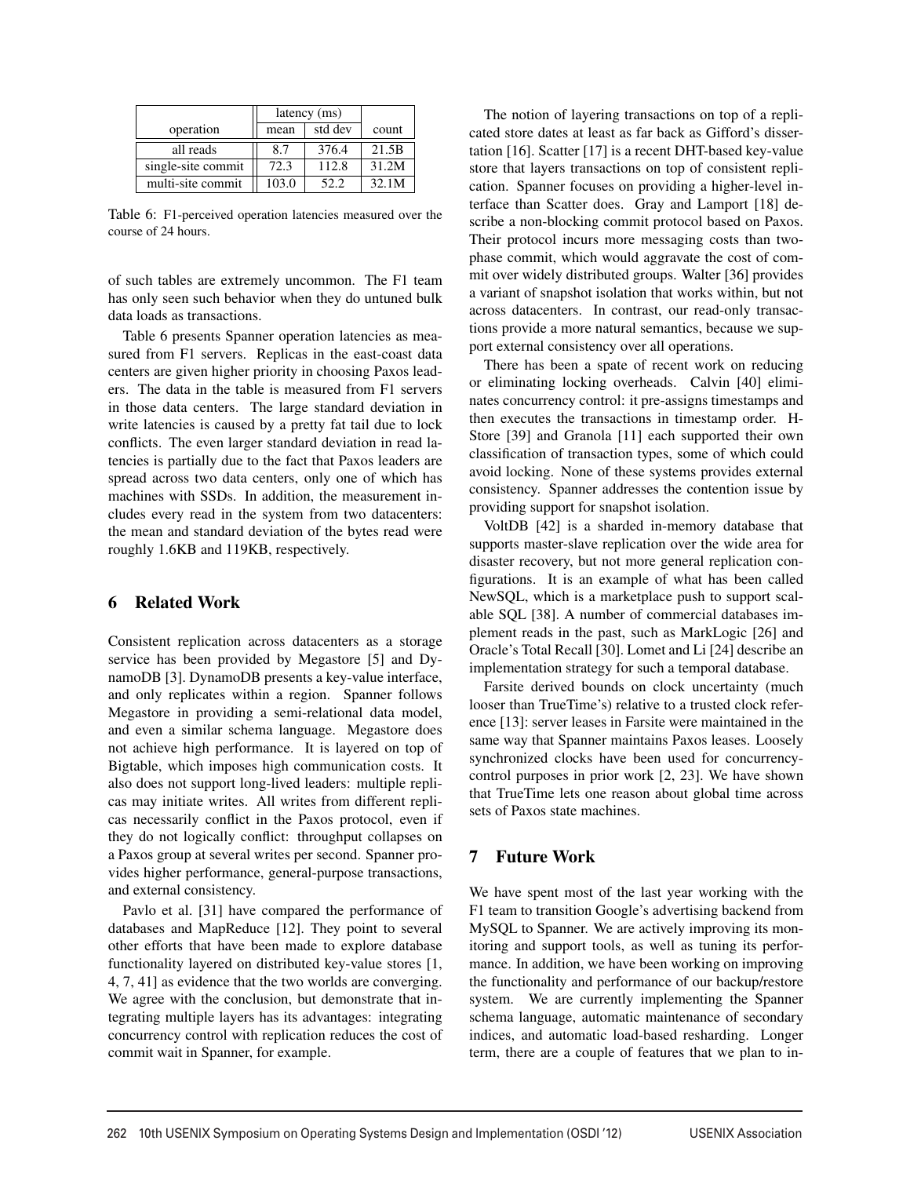| operation | latency (ms) | | count |
|---|---|---|---|
| | mean | std dev | |
| all reads | 8.7 | 376.4 | 21.5B |
| single-site commit | 72.3 | 112.8 | 31.2M |
| multi-site commit | 103.0 | 52.2 | 32.1M |

Table 6: F1-perceived operation latencies measured over the course of 24 hours.

of such tables are extremely uncommon. The F1 team has only seen such behavior when they do untuned bulk data loads as transactions.

Table 6 presents Spanner operation latencies as measured from F1 servers. Replicas in the east-coast data centers are given higher priority in choosing Paxos leaders. The data in the table is measured from F1 servers in those data centers. The large standard deviation in write latencies is caused by a pretty fat tail due to lock conflicts. The even larger standard deviation in read latencies is partially due to the fact that Paxos leaders are spread across two data centers, only one of which has machines with SSDs. In addition, the measurement includes every read in the system from two datacenters: the mean and standard deviation of the bytes read were roughly 1.6KB and 119KB, respectively.

## 6 Related Work

Consistent replication across datacenters as a storage service has been provided by Megastore [5] and DynamoDB [3]. DynamoDB presents a key-value interface, and only replicates within a region. Spanner follows Megastore in providing a semi-relational data model, and even a similar schema language. Megastore does not achieve high performance. It is layered on top of Bigtable, which imposes high communication costs. It also does not support long-lived leaders: multiple replicas may initiate writes. All writes from different replicas necessarily conflict in the Paxos protocol, even if they do not logically conflict: throughput collapses on a Paxos group at several writes per second. Spanner provides higher performance, general-purpose transactions, and external consistency.

Pavlo et al. [31] have compared the performance of databases and MapReduce [12]. They point to several other efforts that have been made to explore database functionality layered on distributed key-value stores [1, 4, 7, 41] as evidence that the two worlds are converging. We agree with the conclusion, but demonstrate that integrating multiple layers has its advantages: integrating concurrency control with replication reduces the cost of commit wait in Spanner, for example.

The notion of layering transactions on top of a replicated store dates at least as far back as Gifford's dissertation [16]. Scatter [17] is a recent DHT-based key-value store that layers transactions on top of consistent replication. Spanner focuses on providing a higher-level interface than Scatter does. Gray and Lamport [18] describe a non-blocking commit protocol based on Paxos. Their protocol incurs more messaging costs than two-phase commit, which would aggravate the cost of commit over widely distributed groups. Walter [36] provides a variant of snapshot isolation that works within, but not across datacenters. In contrast, our read-only transactions provide a more natural semantics, because we support external consistency over all operations.

There has been a spate of recent work on reducing or eliminating locking overheads. Calvin [40] eliminates concurrency control: it pre-assigns timestamps and then executes the transactions in timestamp order. H-Store [39] and Granola [11] each supported their own classification of transaction types, some of which could avoid locking. None of these systems provides external consistency. Spanner addresses the contention issue by providing support for snapshot isolation.

VoltDB [42] is a sharded in-memory database that supports master-slave replication over the wide area for disaster recovery, but not more general replication configurations. It is an example of what has been called NewSQL, which is a marketplace push to support scalable SQL [38]. A number of commercial databases implement reads in the past, such as MarkLogic [26] and Oracle's Total Recall [30]. Lomet and Li [24] describe an implementation strategy for such a temporal database.

Farsite derived bounds on clock uncertainty (much looser than TrueTime's) relative to a trusted clock reference [13]: server leases in Farsite were maintained in the same way that Spanner maintains Paxos leases. Loosely synchronized clocks have been used for concurrency-control purposes in prior work [2, 23]. We have shown that TrueTime lets one reason about global time across sets of Paxos state machines.

## 7 Future Work

We have spent most of the last year working with the F1 team to transition Google's advertising backend from MySQL to Spanner. We are actively improving its monitoring and support tools, as well as tuning its performance. In addition, we have been working on improving the functionality and performance of our backup/restore system. We are currently implementing the Spanner schema language, automatic maintenance of secondary indices, and automatic load-based resharding. Longer term, there are a couple of features that we plan to in-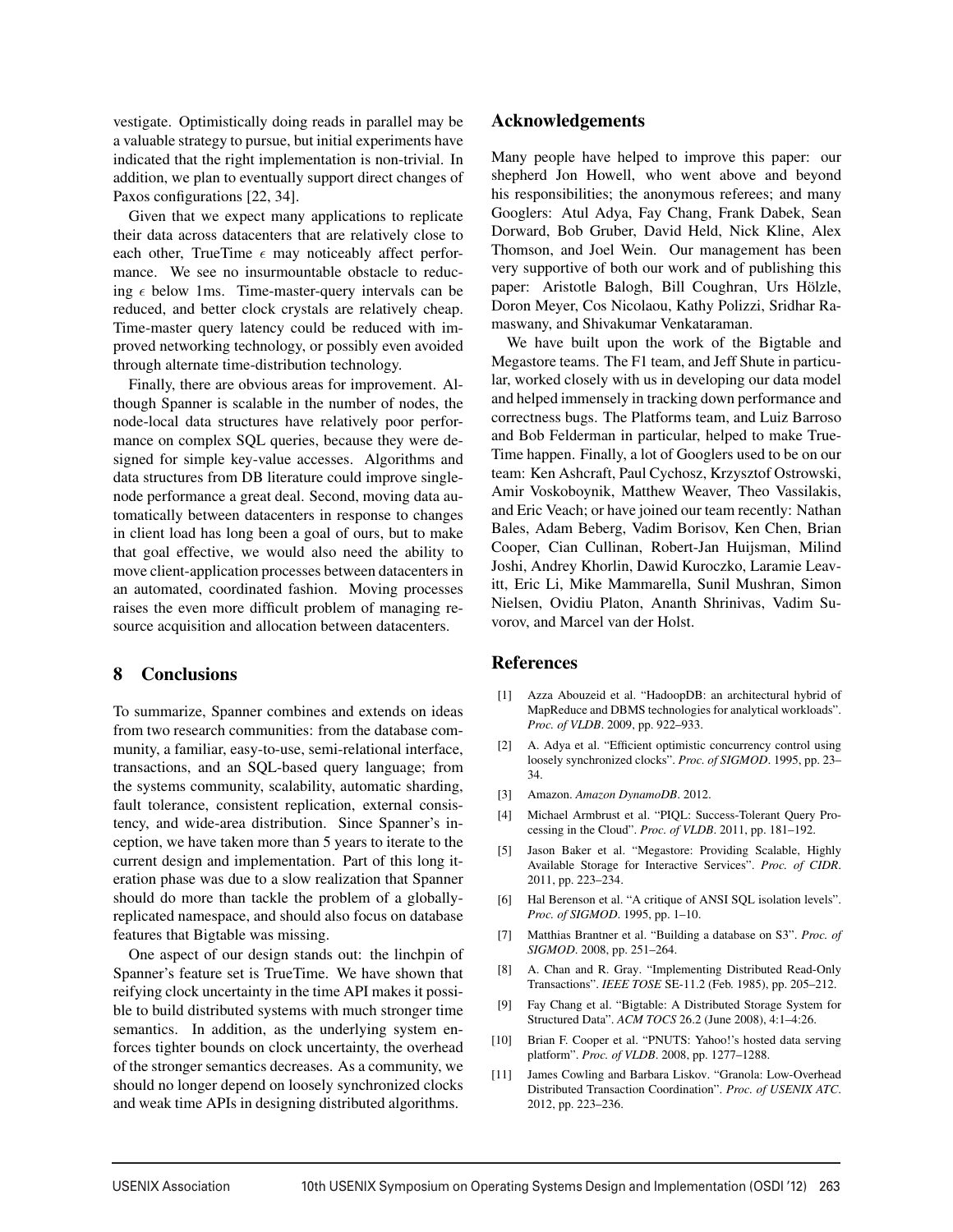vestigate. Optimistically doing reads in parallel may be a valuable strategy to pursue, but initial experiments have indicated that the right implementation is non-trivial. In addition, we plan to eventually support direct changes of Paxos configurations [22, 34].

Given that we expect many applications to replicate their data across datacenters that are relatively close to each other, TrueTime $\epsilon$ may noticeably affect performance. We see no insurmountable obstacle to reducing $\epsilon$ below 1ms. Time-master-query intervals can be reduced, and better clock crystals are relatively cheap. Time-master query latency could be reduced with improved networking technology, or possibly even avoided through alternate time-distribution technology.

Finally, there are obvious areas for improvement. Although Spanner is scalable in the number of nodes, the node-local data structures have relatively poor performance on complex SQL queries, because they were designed for simple key-value accesses. Algorithms and data structures from DB literature could improve single-node performance a great deal. Second, moving data automatically between datacenters in response to changes in client load has long been a goal of ours, but to make that goal effective, we would also need the ability to move client-application processes between datacenters in an automated, coordinated fashion. Moving processes raises the even more difficult problem of managing resource acquisition and allocation between datacenters.

## 8 Conclusions

To summarize, Spanner combines and extends on ideas from two research communities: from the database community, a familiar, easy-to-use, semi-relational interface, transactions, and an SQL-based query language; from the systems community, scalability, automatic sharding, fault tolerance, consistent replication, external consistency, and wide-area distribution. Since Spanner's inception, we have taken more than 5 years to iterate to the current design and implementation. Part of this long iteration phase was due to a slow realization that Spanner should do more than tackle the problem of a globally-replicated namespace, and should also focus on database features that Bigtable was missing.

One aspect of our design stands out: the linchpin of Spanner's feature set is TrueTime. We have shown that reifying clock uncertainty in the time API makes it possible to build distributed systems with much stronger time semantics. In addition, as the underlying system enforces tighter bounds on clock uncertainty, the overhead of the stronger semantics decreases. As a community, we should no longer depend on loosely synchronized clocks and weak time APIs in designing distributed algorithms.

## Acknowledgements

Many people have helped to improve this paper: our shepherd Jon Howell, who went above and beyond his responsibilities; the anonymous referees; and many Googlers: Atul Adya, Fay Chang, Frank Dabek, Sean Dorward, Bob Gruber, David Held, Nick Kline, Alex Thomson, and Joel Wein. Our management has been very supportive of both our work and of publishing this paper: Aristotle Balogh, Bill Coughran, Urs Hölzle, Doron Meyer, Cos Nicolaou, Kathy Polizzi, Sridhar Ramaswany, and Shivakumar Venkataraman.

We have built upon the work of the Bigtable and Megastore teams. The F1 team, and Jeff Shute in particular, worked closely with us in developing our data model and helped immensely in tracking down performance and correctness bugs. The Platforms team, and Luiz Barroso and Bob Felderman in particular, helped to make TrueTime happen. Finally, a lot of Googlers used to be on our team: Ken Ashcraft, Paul Cychosz, Krzysztof Ostrowski, Amir Voskoboynik, Matthew Weaver, Theo Vassilakis, and Eric Veach; or have joined our team recently: Nathan Bales, Adam Beberg, Vadim Borisov, Ken Chen, Brian Cooper, Cian Cullinan, Robert-Jan Huijsman, Milind Joshi, Andrey Khorlin, Dawid Kuroczko, Laramie Leavitt, Eric Li, Mike Mammarella, Sunil Mushran, Simon Nielsen, Ovidiu Platon, Ananth Shrinivas, Vadim Suvorov, and Marcel van der Holst.

## References

[1] Azza Abouzeid et al. "HadoopDB: an architectural hybrid of MapReduce and DBMS technologies for analytical workloads". *Proc. of VLDB*. 2009, pp. 922–933.

[2] A. Adya et al. "Efficient optimistic concurrency control using loosely synchronized clocks". *Proc. of SIGMOD*. 1995, pp. 23–34.

[3] Amazon. *Amazon DynamoDB*. 2012.

[4] Michael Armbrust et al. "PIQL: Success-Tolerant Query Processing in the Cloud". *Proc. of VLDB*. 2011, pp. 181–192.

[5] Jason Baker et al. "Megastore: Providing Scalable, Highly Available Storage for Interactive Services". *Proc. of CIDR*. 2011, pp. 223–234.

[6] Hal Berenson et al. "A critique of ANSI SQL isolation levels". *Proc. of SIGMOD*. 1995, pp. 1–10.

[7] Matthias Brantner et al. "Building a database on S3". *Proc. of SIGMOD*. 2008, pp. 251–264.

[8] A. Chan and R. Gray. "Implementing Distributed Read-Only Transactions". *IEEE TOSE* SE-11.2 (Feb. 1985), pp. 205–212.

[9] Fay Chang et al. "Bigtable: A Distributed Storage System for Structured Data". *ACM TOCS* 26.2 (June 2008), 4:1–4:26.

[10] Brian F. Cooper et al. "PNUTS: Yahoo!'s hosted data serving platform". *Proc. of VLDB*. 2008, pp. 1277–1288.

[11] James Cowling and Barbara Liskov. "Granola: Low-Overhead Distributed Transaction Coordination". *Proc. of USENIX ATC*. 2012, pp. 223–236.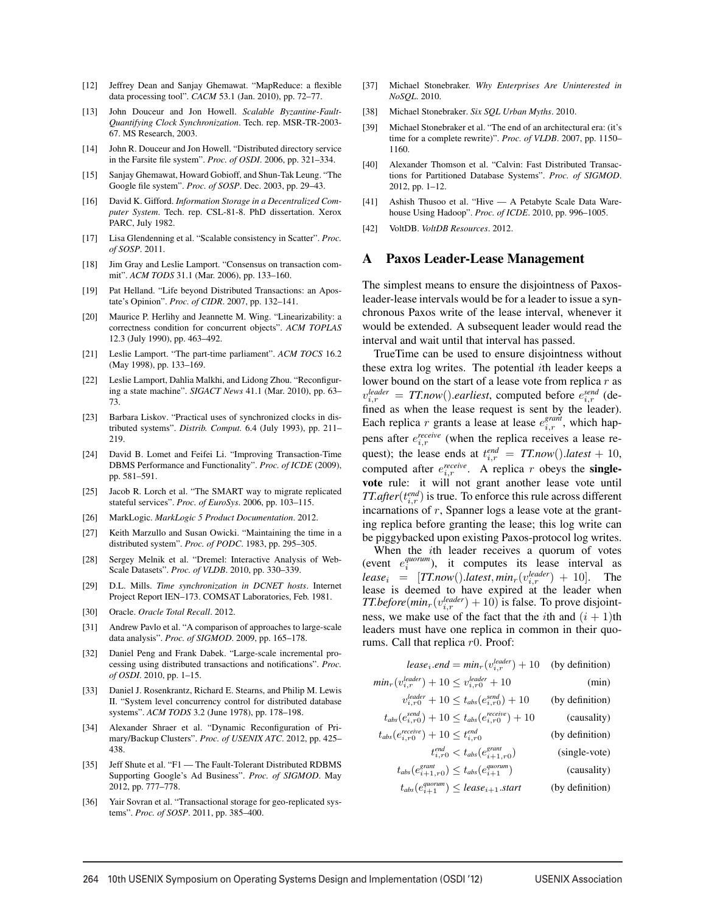[12] Jeffrey Dean and Sanjay Ghemawat. "MapReduce: a flexible data processing tool". *CACM* 53.1 (Jan. 2010), pp. 72–77.

[13] John Douceur and Jon Howell. *Scalable Byzantine-Fault-Quantifying Clock Synchronization*. Tech. rep. MSR-TR-2003-67. MS Research, 2003.

[14] John R. Douceur and Jon Howell. "Distributed directory service in the Farsite file system". *Proc. of OSDI*. 2006, pp. 321–334.

[15] Sanjay Ghemawat, Howard Gobioff, and Shun-Tak Leung. "The Google file system". *Proc. of SOSP*. Dec. 2003, pp. 29–43.

[16] David K. Gifford. *Information Storage in a Decentralized Computer System*. Tech. rep. CSL-81-8. PhD dissertation. Xerox PARC, July 1982.

[17] Lisa Glendenning et al. "Scalable consistency in Scatter". *Proc. of SOSP*. 2011.

[18] Jim Gray and Leslie Lamport. "Consensus on transaction commit". *ACM TODS* 31.1 (Mar. 2006), pp. 133–160.

[19] Pat Helland. "Life beyond Distributed Transactions: an Apostate's Opinion". *Proc. of CIDR*. 2007, pp. 132–141.

[20] Maurice P. Herlihy and Jeannette M. Wing. "Linearizability: a correctness condition for concurrent objects". *ACM TOPLAS* 12.3 (July 1990), pp. 463–492.

[21] Leslie Lamport. "The part-time parliament". *ACM TOCS* 16.2 (May 1998), pp. 133–169.

[22] Leslie Lamport, Dahlia Malkhi, and Lidong Zhou. "Reconfiguring a state machine". *SIGACT News* 41.1 (Mar. 2010), pp. 63–73.

[23] Barbara Liskov. "Practical uses of synchronized clocks in distributed systems". *Distrib. Comput.* 6.4 (July 1993), pp. 211–219.

[24] David B. Lomet and Feifei Li. "Improving Transaction-Time DBMS Performance and Functionality". *Proc. of ICDE* (2009), pp. 581–591.

[25] Jacob R. Lorch et al. "The SMART way to migrate replicated stateful services". *Proc. of EuroSys*. 2006, pp. 103–115.

[26] MarkLogic. *MarkLogic 5 Product Documentation*. 2012.

[27] Keith Marzullo and Susan Owicki. "Maintaining the time in a distributed system". *Proc. of PODC*. 1983, pp. 295–305.

[28] Sergey Melnik et al. "Dremel: Interactive Analysis of Web-Scale Datasets". *Proc. of VLDB*. 2010, pp. 330–339.

[29] D.L. Mills. *Time synchronization in DCNET hosts*. Internet Project Report IEN–173. COMSAT Laboratories, Feb. 1981.

[30] Oracle. *Oracle Total Recall*. 2012.

[31] Andrew Pavlo et al. "A comparison of approaches to large-scale data analysis". *Proc. of SIGMOD*. 2009, pp. 165–178.

[32] Daniel Peng and Frank Dabek. "Large-scale incremental processing using distributed transactions and notifications". *Proc. of OSDI*. 2010, pp. 1–15.

[33] Daniel J. Rosenkrantz, Richard E. Stearns, and Philip M. Lewis II. "System level concurrency control for distributed database systems". *ACM TODS* 3.2 (June 1978), pp. 178–198.

[34] Alexander Shraer et al. "Dynamic Reconfiguration of Primary/Backup Clusters". *Proc. of USENIX ATC*. 2012, pp. 425–438.

[35] Jeff Shute et al. "F1 — The Fault-Tolerant Distributed RDBMS Supporting Google's Ad Business". *Proc. of SIGMOD*. May 2012, pp. 777–778.

[36] Yair Sovran et al. "Transactional storage for geo-replicated systems". *Proc. of SOSP*. 2011, pp. 385–400.

[37] Michael Stonebraker. *Why Enterprises Are Uninterested in NoSQL*. 2010.

[38] Michael Stonebraker. *Six SQL Urban Myths*. 2010.

[39] Michael Stonebraker et al. "The end of an architectural era: (it's time for a complete rewrite)". *Proc. of VLDB*. 2007, pp. 1150–1160.

[40] Alexander Thomson et al. "Calvin: Fast Distributed Transactions for Partitioned Database Systems". *Proc. of SIGMOD*. 2012, pp. 1–12.

[41] Ashish Thusoo et al. "Hive — A Petabyte Scale Data Warehouse Using Hadoop". *Proc. of ICDE*. 2010, pp. 996–1005.

[42] VoltDB. *VoltDB Resources*. 2012.

## A Paxos Leader-Lease Management

The simplest means to ensure the disjointness of Paxos-leader-lease intervals would be for a leader to issue a synchronous Paxos write of the lease interval, whenever it would be extended. A subsequent leader would read the interval and wait until that interval has passed.

TrueTime can be used to ensure disjointness without these extra log writes. The potential $i$th leader keeps a lower bound on the start of a lease vote from replica $r$ as $v_{i,r}^{leader} = \mathit{TT.now}().\mathit{earliest}$, computed before $e_{i,r}^{send}$ (defined as when the lease request is sent by the leader). Each replica $r$ grants a lease at lease $e_{i,r}^{grant}$, which happens after $e_{i,r}^{receive}$ (when the replica receives a lease request); the lease ends at $t_{i,r}^{end} = \mathit{TT.now}().\mathit{latest} + 10$, computed after $e_{i,r}^{receive}$. A replica $r$ obeys the **single-vote** rule: it will not grant another lease vote until $\mathit{TT.after}(t_{i,r}^{end})$ is true. To enforce this rule across different incarnations of $r$, Spanner logs a lease vote at the granting replica before granting the lease; this log write can be piggybacked upon existing Paxos-protocol log writes.

When the $i$th leader receives a quorum of votes (event $e_i^{quorum}$), it computes its lease interval as $\mathit{lease}_i = [\mathit{TT.now}().\mathit{latest}, \mathit{min}_r(v_{i,r}^{leader}) + 10]$. The lease is deemed to have expired at the leader when $\mathit{TT.before}(\mathit{min}_r(v_{i,r}^{leader}) + 10)$ is false. To prove disjointness, we make use of the fact that the $i$th and $(i+1)$th leaders must have one replica in common in their quorums. Call that replica $r0$. Proof:

$$
\begin{aligned}
\mathit{lease}_i.\mathit{end} = \mathit{min}_r(v_{i,r}^{leader}) + 10 & \quad \text{(by definition)} \\
\mathit{min}_r(v_{i,r}^{leader}) + 10 \leq v_{i,r0}^{leader} + 10 & \quad \text{(min)} \\
v_{i,r0}^{leader} + 10 \leq t_{abs}(e_{i,r0}^{send}) + 10 & \quad \text{(by definition)} \\
t_{abs}(e_{i,r0}^{send}) + 10 \leq t_{abs}(e_{i,r0}^{receive}) + 10 & \quad \text{(causality)} \\
t_{abs}(e_{i,r0}^{receive}) + 10 \leq t_{i,r0}^{end} & \quad \text{(by definition)} \\
t_{i,r0}^{end} < t_{abs}(e_{i+1,r0}^{grant}) & \quad \text{(single-vote)} \\
t_{abs}(e_{i+1,r0}^{grant}) \leq t_{abs}(e_{i+1}^{quorum}) & \quad \text{(causality)} \\
t_{abs}(e_{i+1}^{quorum}) \leq \mathit{lease}_{i+1}.\mathit{start} & \quad \text{(by definition)}
\end{aligned}
$$